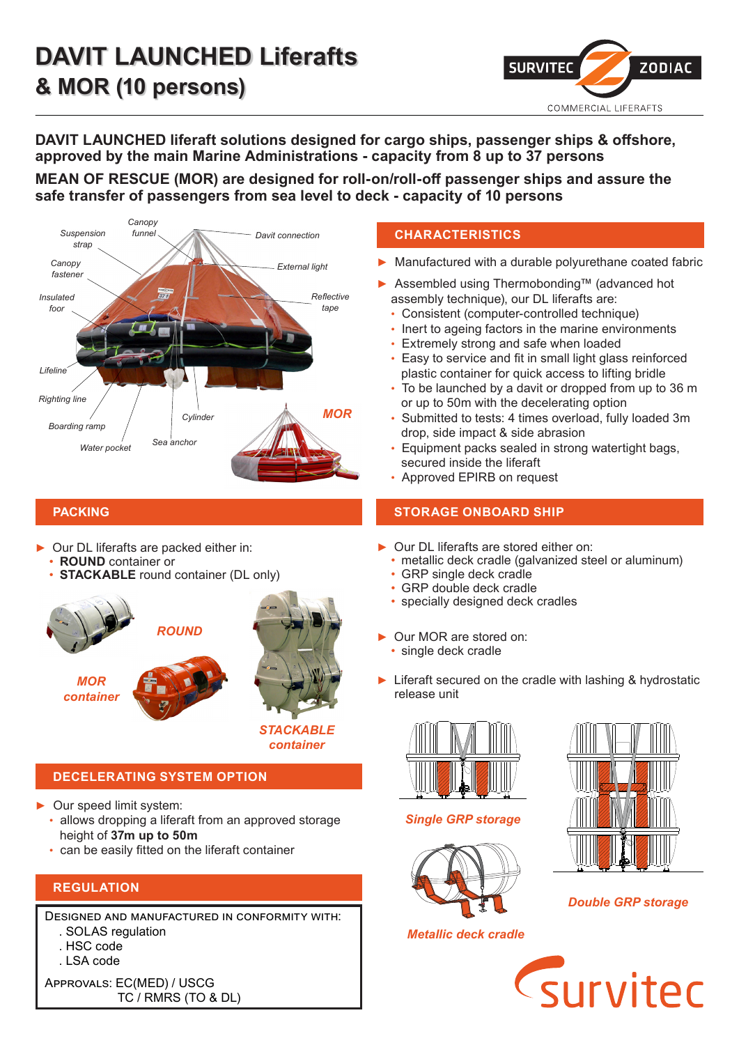# DAVIT LAUNCHED Liferafts & MOR (10 persons)

SURVITEC ZODIAC
COMMERCIAL LIFERAFTS

**DAVIT LAUNCHED liferaft solutions designed for cargo ships, passenger ships & offshore, approved by the main Marine Administrations - capacity from 8 up to 37 persons**

**MEAN OF RESCUE (MOR) are designed for roll-on/roll-off passenger ships and assure the safe transfer of passengers from sea level to deck - capacity of 10 persons**

*Suspension strap* · *Canopy funnel* · *Davit connection* · *Canopy fastener* · *External light* · *Insulated foor* · *Reflective tape* · *Lifeline* · *Righting line* · *Boarding ramp* · *Cylinder* · *Water pocket* · *Sea anchor*

***MOR***

## CHARACTERISTICS

- Manufactured with a durable polyurethane coated fabric
- Assembled using Thermobonding™ (advanced hot assembly technique), our DL liferafts are:
  - Consistent (computer-controlled technique)
  - Inert to ageing factors in the marine environments
  - Extremely strong and safe when loaded
  - Easy to service and fit in small light glass reinforced plastic container for quick access to lifting bridle
  - To be launched by a davit or dropped from up to 36 m or up to 50m with the decelerating option
  - Submitted to tests: 4 times overload, fully loaded 3m drop, side impact & side abrasion
  - Equipment packs sealed in strong watertight bags, secured inside the liferaft
  - Approved EPIRB on request

## PACKING

- Our DL liferafts are packed either in:
  - **ROUND** container or
  - **STACKABLE** round container (DL only)

***ROUND***

***MOR container***

***STACKABLE container***

## STORAGE ONBOARD SHIP

- Our DL liferafts are stored either on:
  - metallic deck cradle (galvanized steel or aluminum)
  - GRP single deck cradle
  - GRP double deck cradle
  - specially designed deck cradles
- Our MOR are stored on:
  - single deck cradle
- Liferaft secured on the cradle with lashing & hydrostatic release unit

***Single GRP storage***

***Double GRP storage***

***Metallic deck cradle***

## DECELERATING SYSTEM OPTION

- Our speed limit system:
  - allows dropping a liferaft from an approved storage height of **37m up to 50m**
  - can be easily fitted on the liferaft container

## REGULATION

DESIGNED AND MANUFACTURED IN CONFORMITY WITH:
. SOLAS regulation
. HSC code
. LSA code

APPROVALS: EC(MED) / USCG
TC / RMRS (TO & DL)

survitec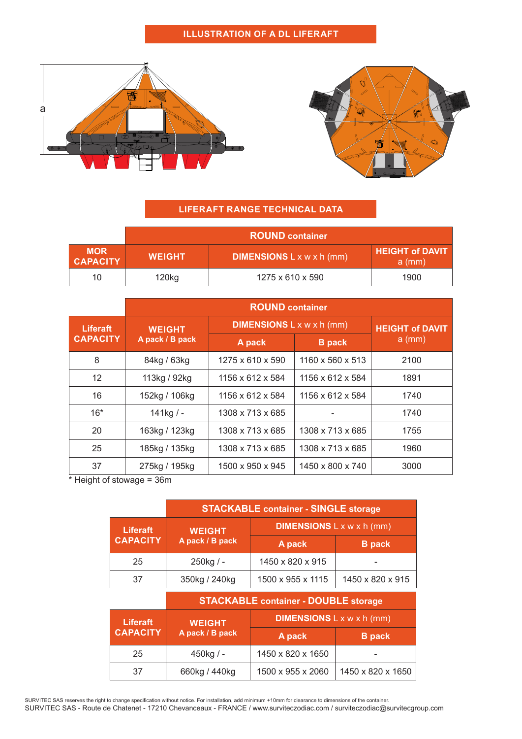## ILLUSTRATION OF A DL LIFERAFT

a

## LIFERAFT RANGE TECHNICAL DATA

| | ROUND container | | |
|---|---|---|---|
| **MOR CAPACITY** | **WEIGHT** | **DIMENSIONS** L x w x h (mm) | **HEIGHT of DAVIT** a (mm) |
| 10 | 120kg | 1275 x 610 x 590 | 1900 |

| | ROUND container | | | |
|---|---|---|---|---|
| **Liferaft CAPACITY** | **WEIGHT** A pack / B pack | **DIMENSIONS** L x w x h (mm) | | **HEIGHT of DAVIT** a (mm) |
| | | **A pack** | **B pack** | |
| 8 | 84kg / 63kg | 1275 x 610 x 590 | 1160 x 560 x 513 | 2100 |
| 12 | 113kg / 92kg | 1156 x 612 x 584 | 1156 x 612 x 584 | 1891 |
| 16 | 152kg / 106kg | 1156 x 612 x 584 | 1156 x 612 x 584 | 1740 |
| 16* | 141kg / - | 1308 x 713 x 685 | - | 1740 |
| 20 | 163kg / 123kg | 1308 x 713 x 685 | 1308 x 713 x 685 | 1755 |
| 25 | 185kg / 135kg | 1308 x 713 x 685 | 1308 x 713 x 685 | 1960 |
| 37 | 275kg / 195kg | 1500 x 950 x 945 | 1450 x 800 x 740 | 3000 |

* Height of stowage = 36m

| | STACKABLE container - SINGLE storage | | |
|---|---|---|---|
| **Liferaft CAPACITY** | **WEIGHT** A pack / B pack | **DIMENSIONS** L x w x h (mm) | |
| | | **A pack** | **B pack** |
| 25 | 250kg / - | 1450 x 820 x 915 | - |
| 37 | 350kg / 240kg | 1500 x 955 x 1115 | 1450 x 820 x 915 |

| | STACKABLE container - DOUBLE storage | | |
|---|---|---|---|
| **Liferaft CAPACITY** | **WEIGHT** A pack / B pack | **DIMENSIONS** L x w x h (mm) | |
| | | **A pack** | **B pack** |
| 25 | 450kg / - | 1450 x 820 x 1650 | - |
| 37 | 660kg / 440kg | 1500 x 955 x 2060 | 1450 x 820 x 1650 |

SURVITEC SAS reserves the right to change specification without notice. For installation, add minimum +10mm for clearance to dimensions of the container.

SURVITEC SAS - Route de Chatenet - 17210 Chevanceaux - FRANCE / www.surviteczodiac.com / surviteczodiac@survitecgroup.com